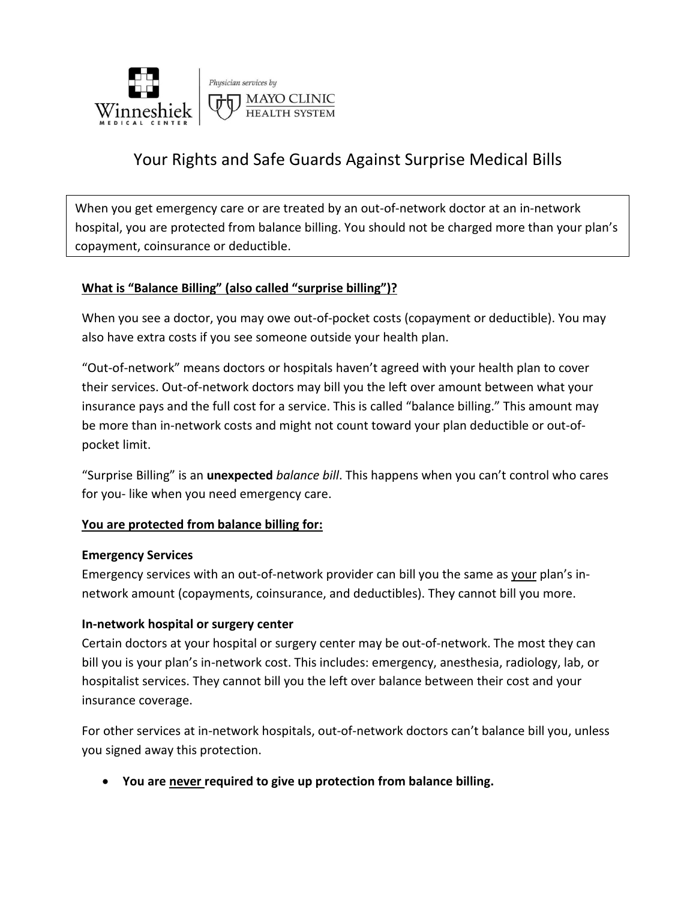Winneshiek Medical Center | Physician services by Mayo Clinic Health System

# Your Rights and Safe Guards Against Surprise Medical Bills

When you get emergency care or are treated by an out-of-network doctor at an in-network hospital, you are protected from balance billing. You should not be charged more than your plan's copayment, coinsurance or deductible.

## What is "Balance Billing" (also called "surprise billing")?

When you see a doctor, you may owe out-of-pocket costs (copayment or deductible). You may also have extra costs if you see someone outside your health plan.

"Out-of-network" means doctors or hospitals haven't agreed with your health plan to cover their services. Out-of-network doctors may bill you the left over amount between what your insurance pays and the full cost for a service. This is called "balance billing." This amount may be more than in-network costs and might not count toward your plan deductible or out-of-pocket limit.

"Surprise Billing" is an **unexpected** *balance bill*. This happens when you can't control who cares for you- like when you need emergency care.

## You are protected from balance billing for:

### Emergency Services

Emergency services with an out-of-network provider can bill you the same as your plan's in-network amount (copayments, coinsurance, and deductibles). They cannot bill you more.

### In-network hospital or surgery center

Certain doctors at your hospital or surgery center may be out-of-network. The most they can bill you is your plan's in-network cost. This includes: emergency, anesthesia, radiology, lab, or hospitalist services. They cannot bill you the left over balance between their cost and your insurance coverage.

For other services at in-network hospitals, out-of-network doctors can't balance bill you, unless you signed away this protection.

- **You are never required to give up protection from balance billing.**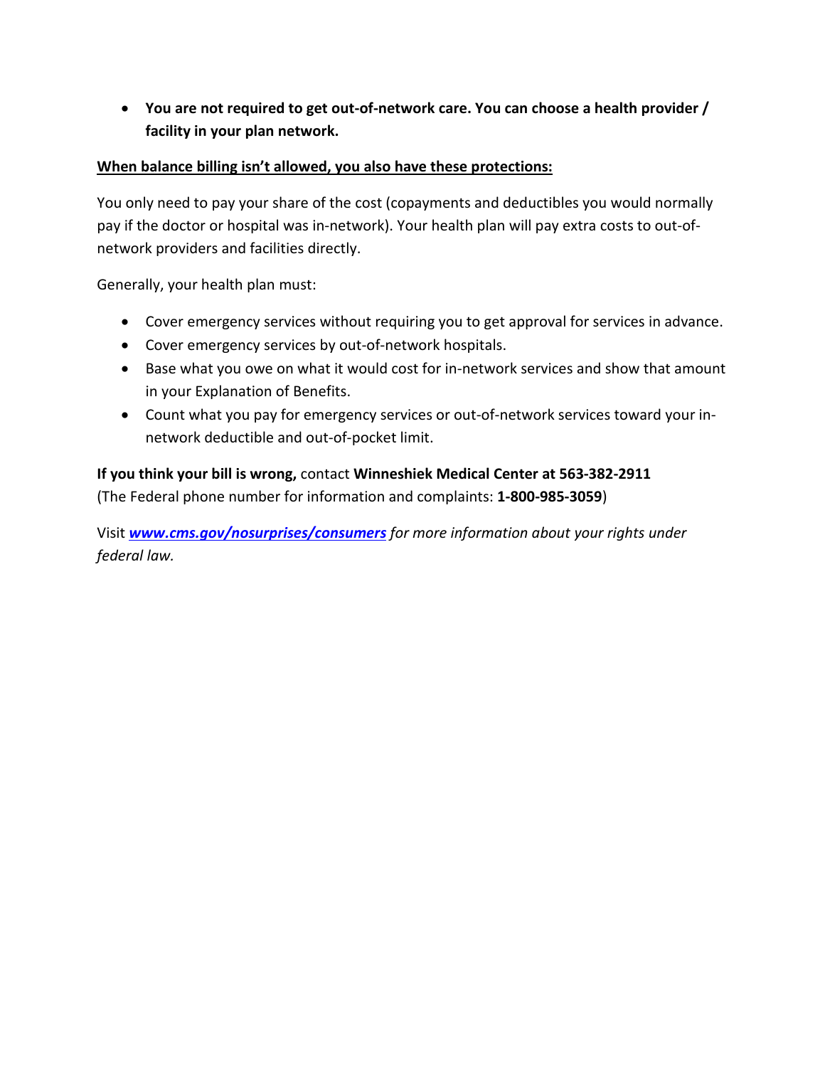- **You are not required to get out-of-network care. You can choose a health provider / facility in your plan network.**

**When balance billing isn't allowed, you also have these protections:**

You only need to pay your share of the cost (copayments and deductibles you would normally pay if the doctor or hospital was in-network). Your health plan will pay extra costs to out-of-network providers and facilities directly.

Generally, your health plan must:

- Cover emergency services without requiring you to get approval for services in advance.
- Cover emergency services by out-of-network hospitals.
- Base what you owe on what it would cost for in-network services and show that amount in your Explanation of Benefits.
- Count what you pay for emergency services or out-of-network services toward your in-network deductible and out-of-pocket limit.

**If you think your bill is wrong,** contact **Winneshiek Medical Center at 563-382-2911** (The Federal phone number for information and complaints: **1-800-985-3059**)

Visit ***www.cms.gov/nosurprises/consumers*** *for more information about your rights under federal law.*